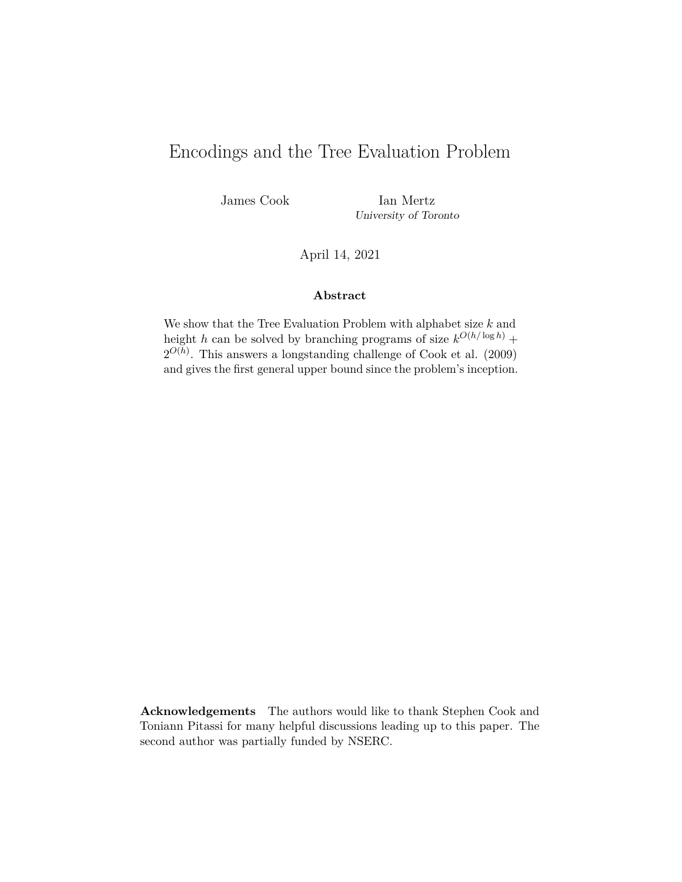# Encodings and the Tree Evaluation Problem

James Cook

Ian Mertz
*University of Toronto*

April 14, 2021

### Abstract

We show that the Tree Evaluation Problem with alphabet size $k$ and height $h$ can be solved by branching programs of size $k^{O(h/\log h)} + 2^{O(h)}$. This answers a longstanding challenge of Cook et al. (2009) and gives the first general upper bound since the problem's inception.

**Acknowledgements** The authors would like to thank Stephen Cook and Toniann Pitassi for many helpful discussions leading up to this paper. The second author was partially funded by NSERC.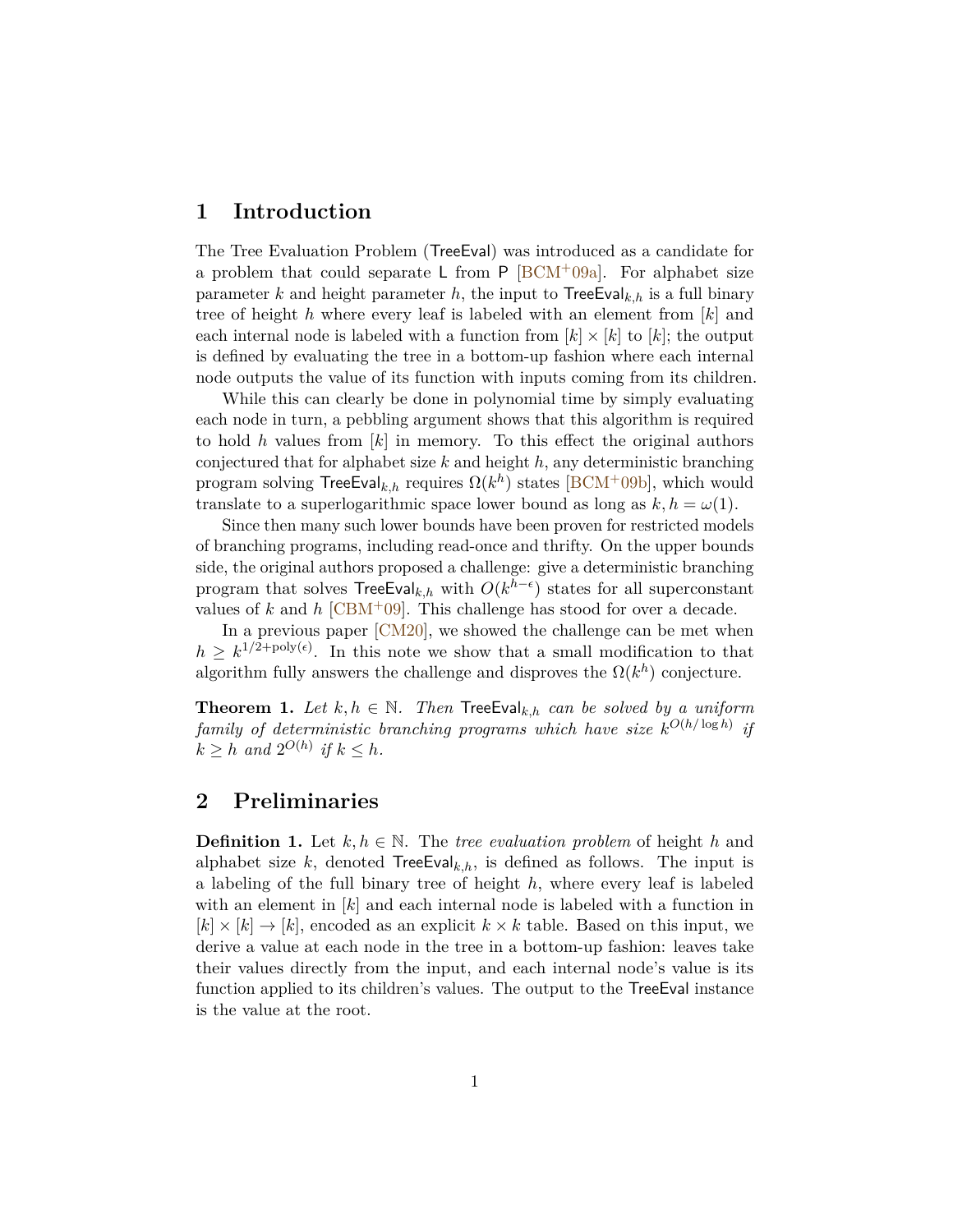## 1 Introduction

The Tree Evaluation Problem ($\mathsf{TreeEval}$) was introduced as a candidate for a problem that could separate $\mathsf{L}$ from $\mathsf{P}$ [BCM+09a]. For alphabet size parameter $k$ and height parameter $h$, the input to $\mathsf{TreeEval}_{k,h}$ is a full binary tree of height $h$ where every leaf is labeled with an element from $[k]$ and each internal node is labeled with a function from $[k] \times [k]$ to $[k]$; the output is defined by evaluating the tree in a bottom-up fashion where each internal node outputs the value of its function with inputs coming from its children.

While this can clearly be done in polynomial time by simply evaluating each node in turn, a pebbling argument shows that this algorithm is required to hold $h$ values from $[k]$ in memory. To this effect the original authors conjectured that for alphabet size $k$ and height $h$, any deterministic branching program solving $\mathsf{TreeEval}_{k,h}$ requires $\Omega(k^h)$ states [BCM+09b], which would translate to a superlogarithmic space lower bound as long as $k, h = \omega(1)$.

Since then many such lower bounds have been proven for restricted models of branching programs, including read-once and thrifty. On the upper bounds side, the original authors proposed a challenge: give a deterministic branching program that solves $\mathsf{TreeEval}_{k,h}$ with $O(k^{h-\epsilon})$ states for all superconstant values of $k$ and $h$ [CBM+09]. This challenge has stood for over a decade.

In a previous paper [CM20], we showed the challenge can be met when $h \geq k^{1/2+\mathrm{poly}(\epsilon)}$. In this note we show that a small modification to that algorithm fully answers the challenge and disproves the $\Omega(k^h)$ conjecture.

**Theorem 1.** *Let $k, h \in \mathbb{N}$. Then $\mathsf{TreeEval}_{k,h}$ can be solved by a uniform family of deterministic branching programs which have size $k^{O(h/\log h)}$ if $k \geq h$ and $2^{O(h)}$ if $k \leq h$.*

## 2 Preliminaries

**Definition 1.** Let $k, h \in \mathbb{N}$. The *tree evaluation problem* of height $h$ and alphabet size $k$, denoted $\mathsf{TreeEval}_{k,h}$, is defined as follows. The input is a labeling of the full binary tree of height $h$, where every leaf is labeled with an element in $[k]$ and each internal node is labeled with a function in $[k] \times [k] \to [k]$, encoded as an explicit $k \times k$ table. Based on this input, we derive a value at each node in the tree in a bottom-up fashion: leaves take their values directly from the input, and each internal node's value is its function applied to its children's values. The output to the $\mathsf{TreeEval}$ instance is the value at the root.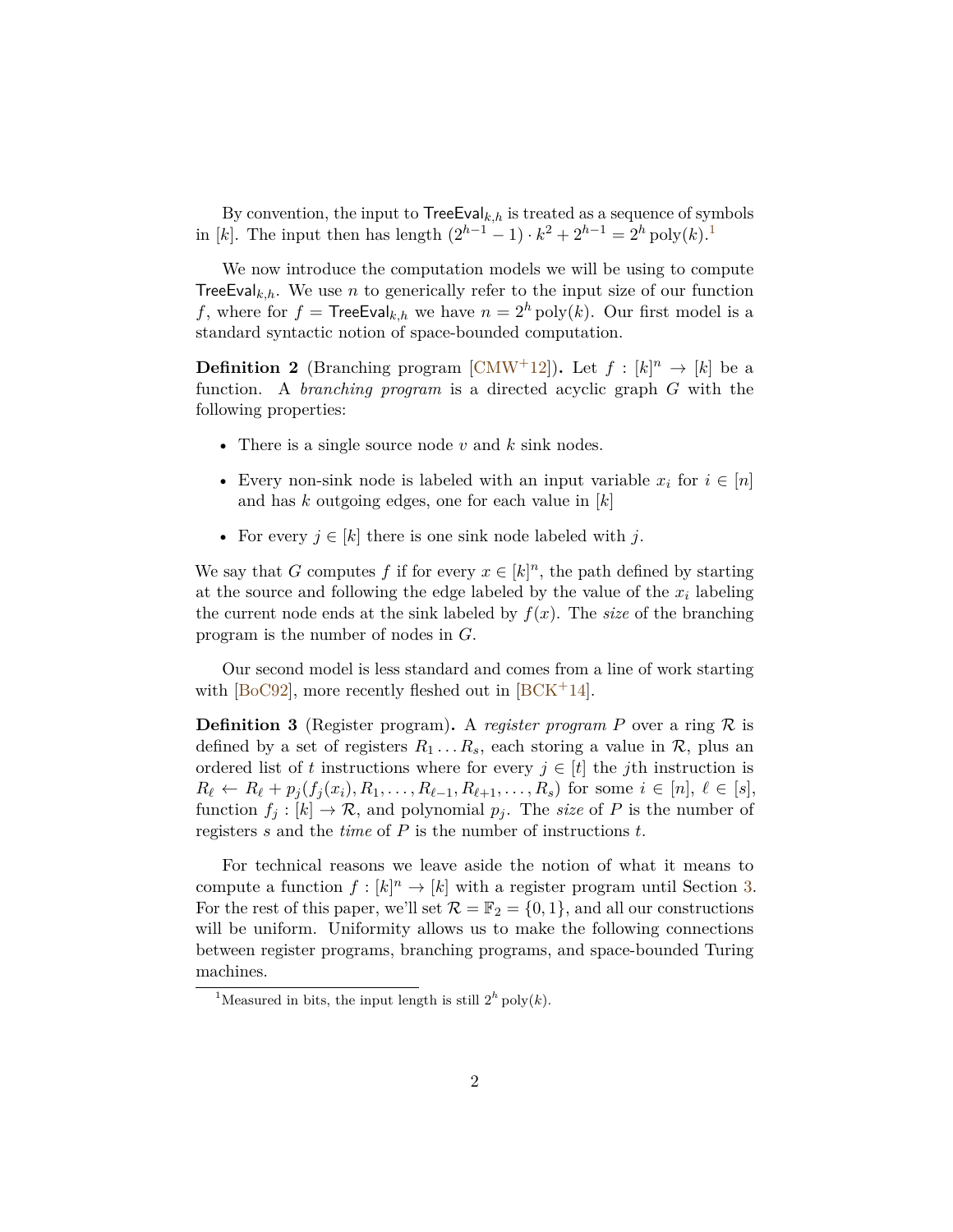By convention, the input to $\mathsf{TreeEval}_{k,h}$ is treated as a sequence of symbols in $[k]$. The input then has length $(2^{h-1}-1)\cdot k^2 + 2^{h-1} = 2^h \operatorname{poly}(k)$.[1]

We now introduce the computation models we will be using to compute $\mathsf{TreeEval}_{k,h}$. We use $n$ to generically refer to the input size of our function $f$, where for $f = \mathsf{TreeEval}_{k,h}$ we have $n = 2^h \operatorname{poly}(k)$. Our first model is a standard syntactic notion of space-bounded computation.

**Definition 2** (Branching program [CMW+12])**.** Let $f : [k]^n \to [k]$ be a function. A *branching program* is a directed acyclic graph $G$ with the following properties:

- There is a single source node $v$ and $k$ sink nodes.
- Every non-sink node is labeled with an input variable $x_i$ for $i \in [n]$ and has $k$ outgoing edges, one for each value in $[k]$
- For every $j \in [k]$ there is one sink node labeled with $j$.

We say that $G$ computes $f$ if for every $x \in [k]^n$, the path defined by starting at the source and following the edge labeled by the value of the $x_i$ labeling the current node ends at the sink labeled by $f(x)$. The *size* of the branching program is the number of nodes in $G$.

Our second model is less standard and comes from a line of work starting with [BoC92], more recently fleshed out in [BCK+14].

**Definition 3** (Register program)**.** A *register program* $P$ over a ring $\mathcal{R}$ is defined by a set of registers $R_1 \ldots R_s$, each storing a value in $\mathcal{R}$, plus an ordered list of $t$ instructions where for every $j \in [t]$ the $j$th instruction is $R_\ell \leftarrow R_\ell + p_j(f_j(x_i), R_1, \ldots, R_{\ell-1}, R_{\ell+1}, \ldots, R_s)$ for some $i \in [n]$, $\ell \in [s]$, function $f_j : [k] \to \mathcal{R}$, and polynomial $p_j$. The *size* of $P$ is the number of registers $s$ and the *time* of $P$ is the number of instructions $t$.

For technical reasons we leave aside the notion of what it means to compute a function $f : [k]^n \to [k]$ with a register program until Section 3. For the rest of this paper, we'll set $\mathcal{R} = \mathbb{F}_2 = \{0, 1\}$, and all our constructions will be uniform. Uniformity allows us to make the following connections between register programs, branching programs, and space-bounded Turing machines.

[1] Measured in bits, the input length is still $2^h \operatorname{poly}(k)$.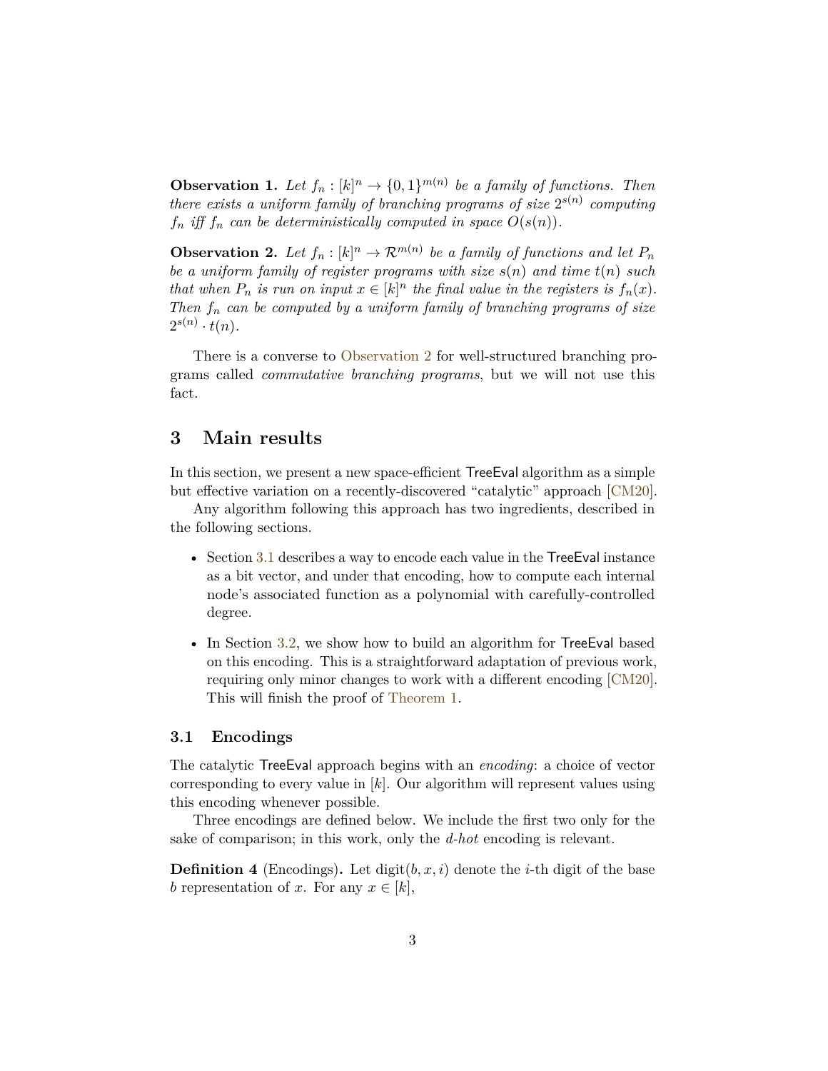**Observation 1.** *Let $f_n : [k]^n \to \{0,1\}^{m(n)}$ be a family of functions. Then there exists a uniform family of branching programs of size $2^{s(n)}$ computing $f_n$ iff $f_n$ can be deterministically computed in space $O(s(n))$.*

**Observation 2.** *Let $f_n : [k]^n \to \mathcal{R}^{m(n)}$ be a family of functions and let $P_n$ be a uniform family of register programs with size $s(n)$ and time $t(n)$ such that when $P_n$ is run on input $x \in [k]^n$ the final value in the registers is $f_n(x)$. Then $f_n$ can be computed by a uniform family of branching programs of size $2^{s(n)} \cdot t(n)$.*

There is a converse to Observation 2 for well-structured branching programs called *commutative branching programs*, but we will not use this fact.

# 3 Main results

In this section, we present a new space-efficient TreeEval algorithm as a simple but effective variation on a recently-discovered "catalytic" approach [CM20].

Any algorithm following this approach has two ingredients, described in the following sections.

- Section 3.1 describes a way to encode each value in the TreeEval instance as a bit vector, and under that encoding, how to compute each internal node's associated function as a polynomial with carefully-controlled degree.
- In Section 3.2, we show how to build an algorithm for TreeEval based on this encoding. This is a straightforward adaptation of previous work, requiring only minor changes to work with a different encoding [CM20]. This will finish the proof of Theorem 1.

## 3.1 Encodings

The catalytic TreeEval approach begins with an *encoding*: a choice of vector corresponding to every value in $[k]$. Our algorithm will represent values using this encoding whenever possible.

Three encodings are defined below. We include the first two only for the sake of comparison; in this work, only the *d-hot* encoding is relevant.

**Definition 4** (Encodings)**.** Let $\text{digit}(b, x, i)$ denote the $i$-th digit of the base $b$ representation of $x$. For any $x \in [k]$,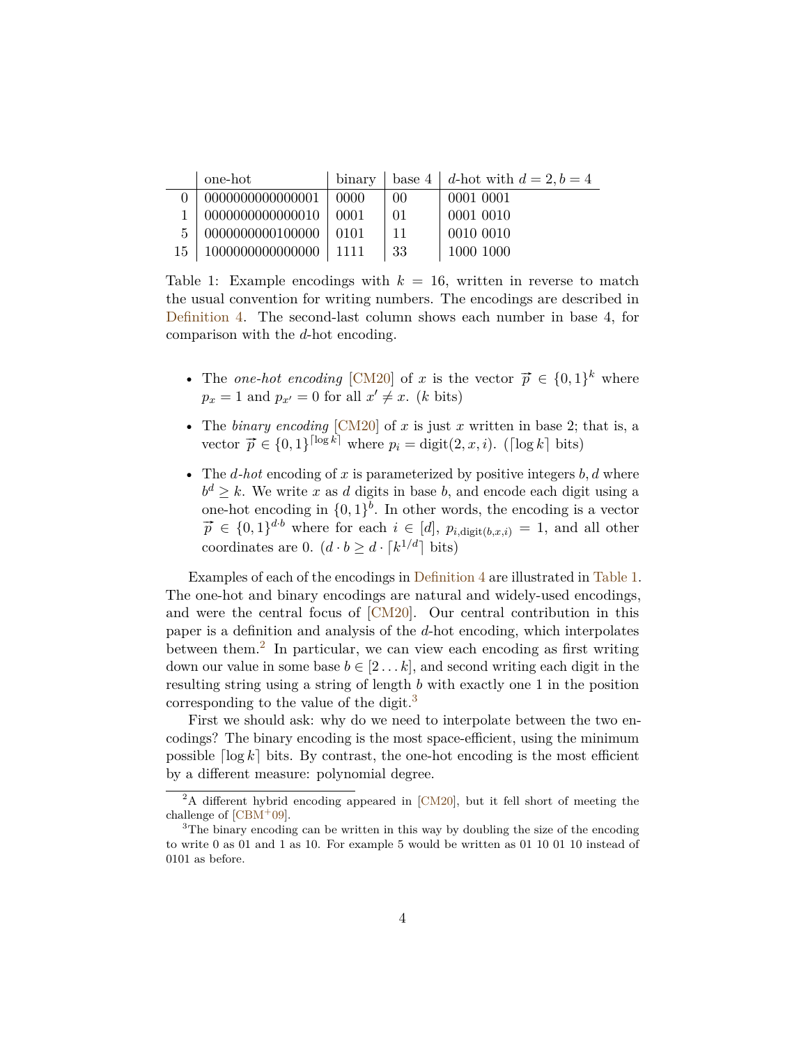| | one-hot | binary | base 4 | $d$-hot with $d = 2, b = 4$ |
|---|---|---|---|---|
| 0 | 0000000000000001 | 0000 | 00 | 0001 0001 |
| 1 | 0000000000000010 | 0001 | 01 | 0001 0010 |
| 5 | 0000000000100000 | 0101 | 11 | 0010 0010 |
| 15 | 1000000000000000 | 1111 | 33 | 1000 1000 |

Table 1: Example encodings with $k = 16$, written in reverse to match the usual convention for writing numbers. The encodings are described in Definition 4. The second-last column shows each number in base 4, for comparison with the $d$-hot encoding.

- The *one-hot encoding* [CM20] of $x$ is the vector $\vec{p} \in \{0,1\}^k$ where $p_x = 1$ and $p_{x'} = 0$ for all $x' \neq x$. ($k$ bits)
- The *binary encoding* [CM20] of $x$ is just $x$ written in base 2; that is, a vector $\vec{p} \in \{0,1\}^{\lceil \log k \rceil}$ where $p_i = \text{digit}(2, x, i)$. ($\lceil \log k \rceil$ bits)
- The *$d$-hot* encoding of $x$ is parameterized by positive integers $b, d$ where $b^d \geq k$. We write $x$ as $d$ digits in base $b$, and encode each digit using a one-hot encoding in $\{0,1\}^b$. In other words, the encoding is a vector $\vec{p} \in \{0,1\}^{d \cdot b}$ where for each $i \in [d]$, $p_{i,\text{digit}(b,x,i)} = 1$, and all other coordinates are 0. ($d \cdot b \geq d \cdot \lceil k^{1/d} \rceil$ bits)

Examples of each of the encodings in Definition 4 are illustrated in Table 1. The one-hot and binary encodings are natural and widely-used encodings, and were the central focus of [CM20]. Our central contribution in this paper is a definition and analysis of the $d$-hot encoding, which interpolates between them.[2] In particular, we can view each encoding as first writing down our value in some base $b \in [2 \ldots k]$, and second writing each digit in the resulting string using a string of length $b$ with exactly one 1 in the position corresponding to the value of the digit.[3]

First we should ask: why do we need to interpolate between the two encodings? The binary encoding is the most space-efficient, using the minimum possible $\lceil \log k \rceil$ bits. By contrast, the one-hot encoding is the most efficient by a different measure: polynomial degree.

[2] A different hybrid encoding appeared in [CM20], but it fell short of meeting the challenge of [CBM+09].

[3] The binary encoding can be written in this way by doubling the size of the encoding to write 0 as 01 and 1 as 10. For example 5 would be written as 01 10 01 10 instead of 0101 as before.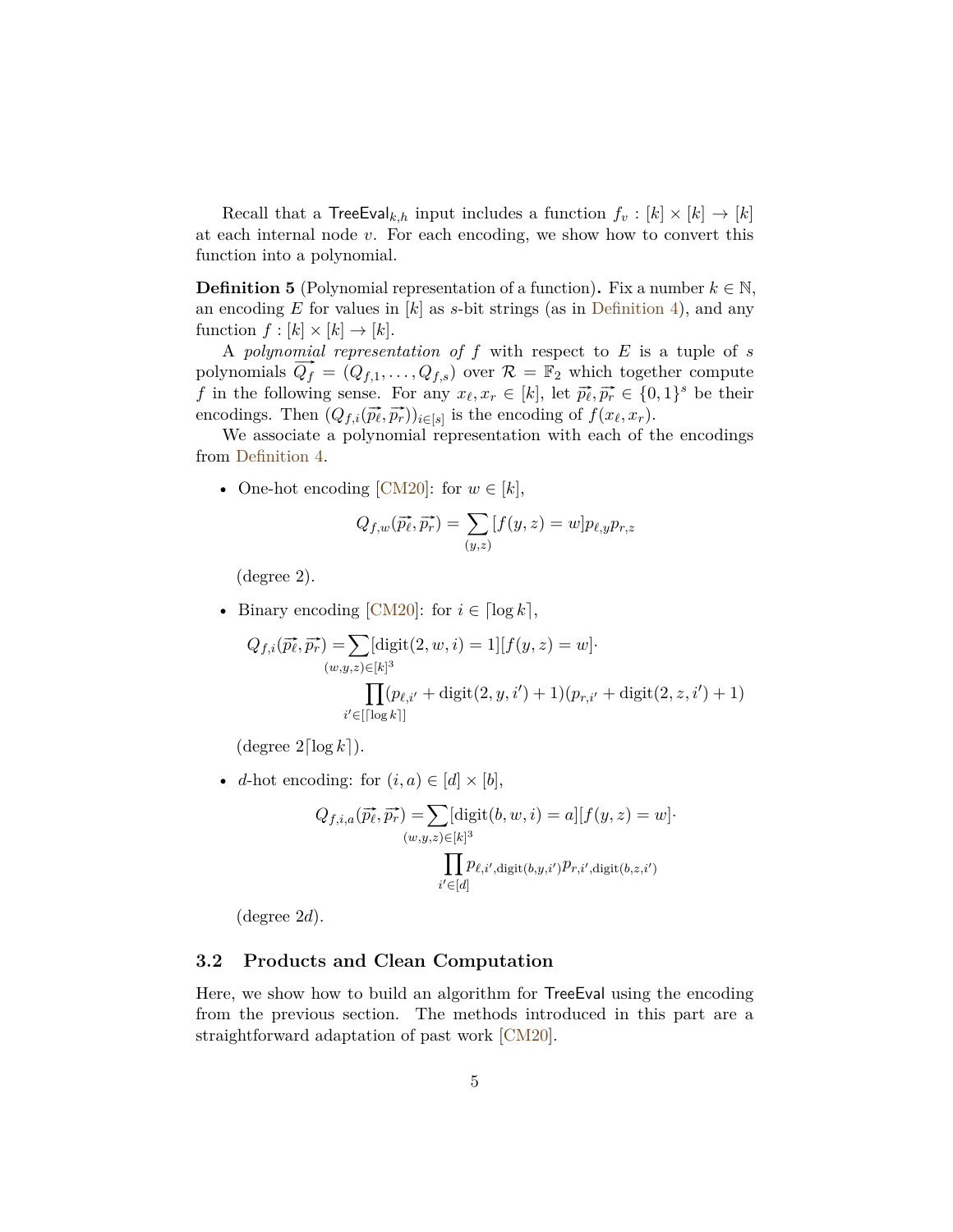Recall that a $\mathsf{TreeEval}_{k,h}$ input includes a function $f_v : [k] \times [k] \to [k]$ at each internal node $v$. For each encoding, we show how to convert this function into a polynomial.

**Definition 5** (Polynomial representation of a function)**.** Fix a number $k \in \mathbb{N}$, an encoding $E$ for values in $[k]$ as $s$-bit strings (as in Definition 4), and any function $f : [k] \times [k] \to [k]$.

A *polynomial representation of* $f$ with respect to $E$ is a tuple of $s$ polynomials $\overrightarrow{Q_f} = (Q_{f,1}, \ldots, Q_{f,s})$ over $\mathcal{R} = \mathbb{F}_2$ which together compute $f$ in the following sense. For any $x_\ell, x_r \in [k]$, let $\overrightarrow{p_\ell}, \overrightarrow{p_r} \in \{0,1\}^s$ be their encodings. Then $(Q_{f,i}(\overrightarrow{p_\ell}, \overrightarrow{p_r}))_{i \in [s]}$ is the encoding of $f(x_\ell, x_r)$.

We associate a polynomial representation with each of the encodings from Definition 4.

- One-hot encoding [CM20]: for $w \in [k]$,

$$Q_{f,w}(\overrightarrow{p_\ell}, \overrightarrow{p_r}) = \sum_{(y,z)} [f(y,z) = w] p_{\ell,y} p_{r,z}$$

  (degree 2).

- Binary encoding [CM20]: for $i \in \lceil \log k \rceil$,

$$Q_{f,i}(\overrightarrow{p_\ell}, \overrightarrow{p_r}) = \sum_{(w,y,z) \in [k]^3} [\mathrm{digit}(2, w, i) = 1][f(y,z) = w] \cdot \prod_{i' \in [\lceil \log k \rceil]} (p_{\ell,i'} + \mathrm{digit}(2, y, i') + 1)(p_{r,i'} + \mathrm{digit}(2, z, i') + 1)$$

  (degree $2\lceil \log k \rceil$).

- $d$-hot encoding: for $(i, a) \in [d] \times [b]$,

$$Q_{f,i,a}(\overrightarrow{p_\ell}, \overrightarrow{p_r}) = \sum_{(w,y,z) \in [k]^3} [\mathrm{digit}(b, w, i) = a][f(y,z) = w] \cdot \prod_{i' \in [d]} p_{\ell,i',\mathrm{digit}(b,y,i')} p_{r,i',\mathrm{digit}(b,z,i')}$$

  (degree $2d$).

### 3.2 Products and Clean Computation

Here, we show how to build an algorithm for $\mathsf{TreeEval}$ using the encoding from the previous section. The methods introduced in this part are a straightforward adaptation of past work [CM20].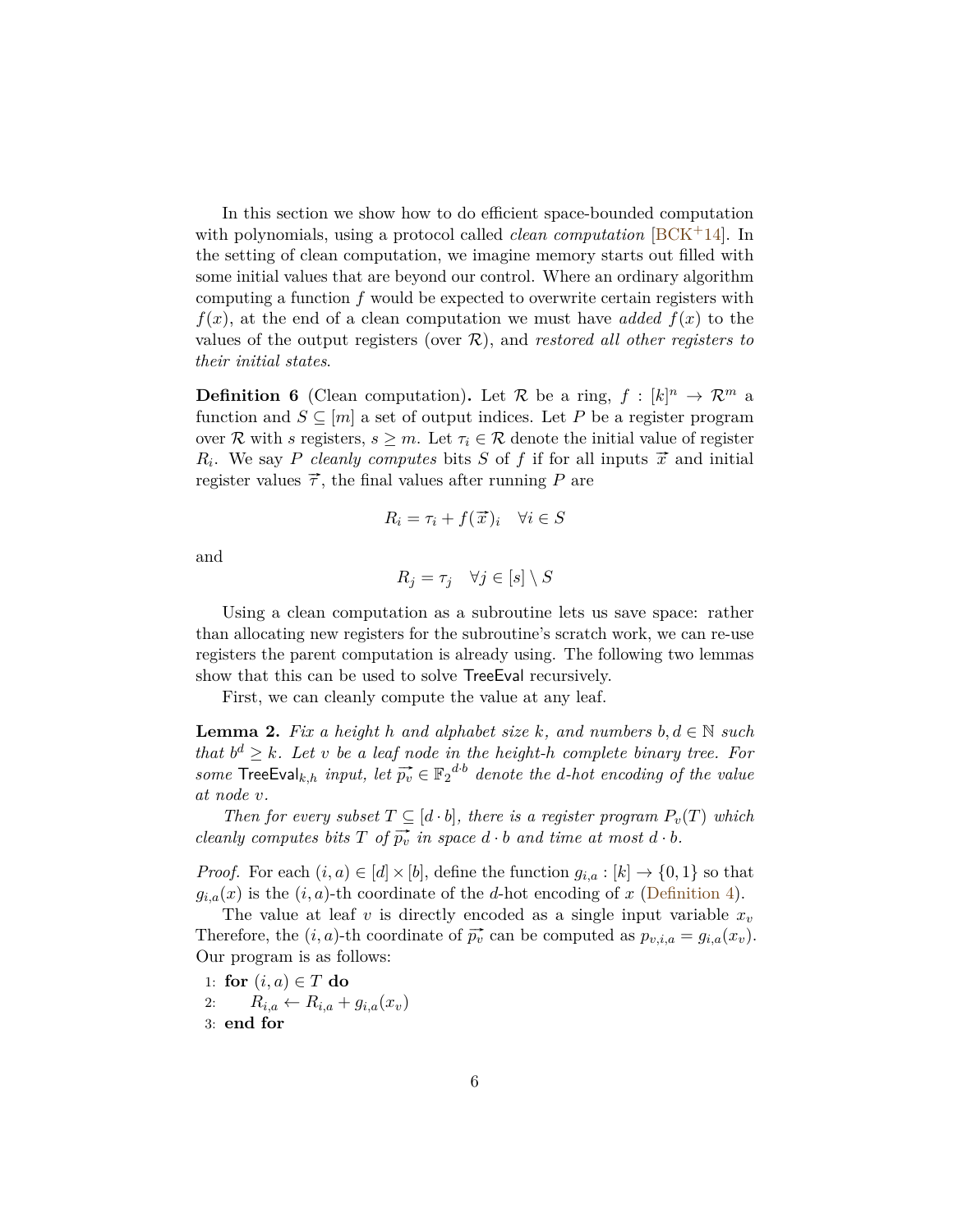In this section we show how to do efficient space-bounded computation with polynomials, using a protocol called *clean computation* [BCK+14]. In the setting of clean computation, we imagine memory starts out filled with some initial values that are beyond our control. Where an ordinary algorithm computing a function $f$ would be expected to overwrite certain registers with $f(x)$, at the end of a clean computation we must have *added* $f(x)$ to the values of the output registers (over $\mathcal{R}$), and *restored all other registers to their initial states*.

**Definition 6** (Clean computation)**.** Let $\mathcal{R}$ be a ring, $f : [k]^n \to \mathcal{R}^m$ a function and $S \subseteq [m]$ a set of output indices. Let $P$ be a register program over $\mathcal{R}$ with $s$ registers, $s \geq m$. Let $\tau_i \in \mathcal{R}$ denote the initial value of register $R_i$. We say $P$ *cleanly computes* bits $S$ of $f$ if for all inputs $\vec{x}$ and initial register values $\vec{\tau}$, the final values after running $P$ are

$$R_i = \tau_i + f(\vec{x})_i \quad \forall i \in S$$

and

$$R_j = \tau_j \quad \forall j \in [s] \setminus S$$

Using a clean computation as a subroutine lets us save space: rather than allocating new registers for the subroutine's scratch work, we can re-use registers the parent computation is already using. The following two lemmas show that this can be used to solve TreeEval recursively.

First, we can cleanly compute the value at any leaf.

**Lemma 2.** *Fix a height $h$ and alphabet size $k$, and numbers $b, d \in \mathbb{N}$ such that $b^d \geq k$. Let $v$ be a leaf node in the height-$h$ complete binary tree. For some $\mathsf{TreeEval}_{k,h}$ input, let $\vec{p_v} \in \mathbb{F}_2^{d \cdot b}$ denote the $d$-hot encoding of the value at node $v$.*

*Then for every subset $T \subseteq [d \cdot b]$, there is a register program $P_v(T)$ which cleanly computes bits $T$ of $\vec{p_v}$ in space $d \cdot b$ and time at most $d \cdot b$.*

*Proof.* For each $(i, a) \in [d] \times [b]$, define the function $g_{i,a} : [k] \to \{0, 1\}$ so that $g_{i,a}(x)$ is the $(i, a)$-th coordinate of the $d$-hot encoding of $x$ (Definition 4).

The value at leaf $v$ is directly encoded as a single input variable $x_v$ Therefore, the $(i, a)$-th coordinate of $\vec{p_v}$ can be computed as $p_{v,i,a} = g_{i,a}(x_v)$. Our program is as follows:

```
1: for (i, a) ∈ T do
2:     R_{i,a} ← R_{i,a} + g_{i,a}(x_v)
3: end for
```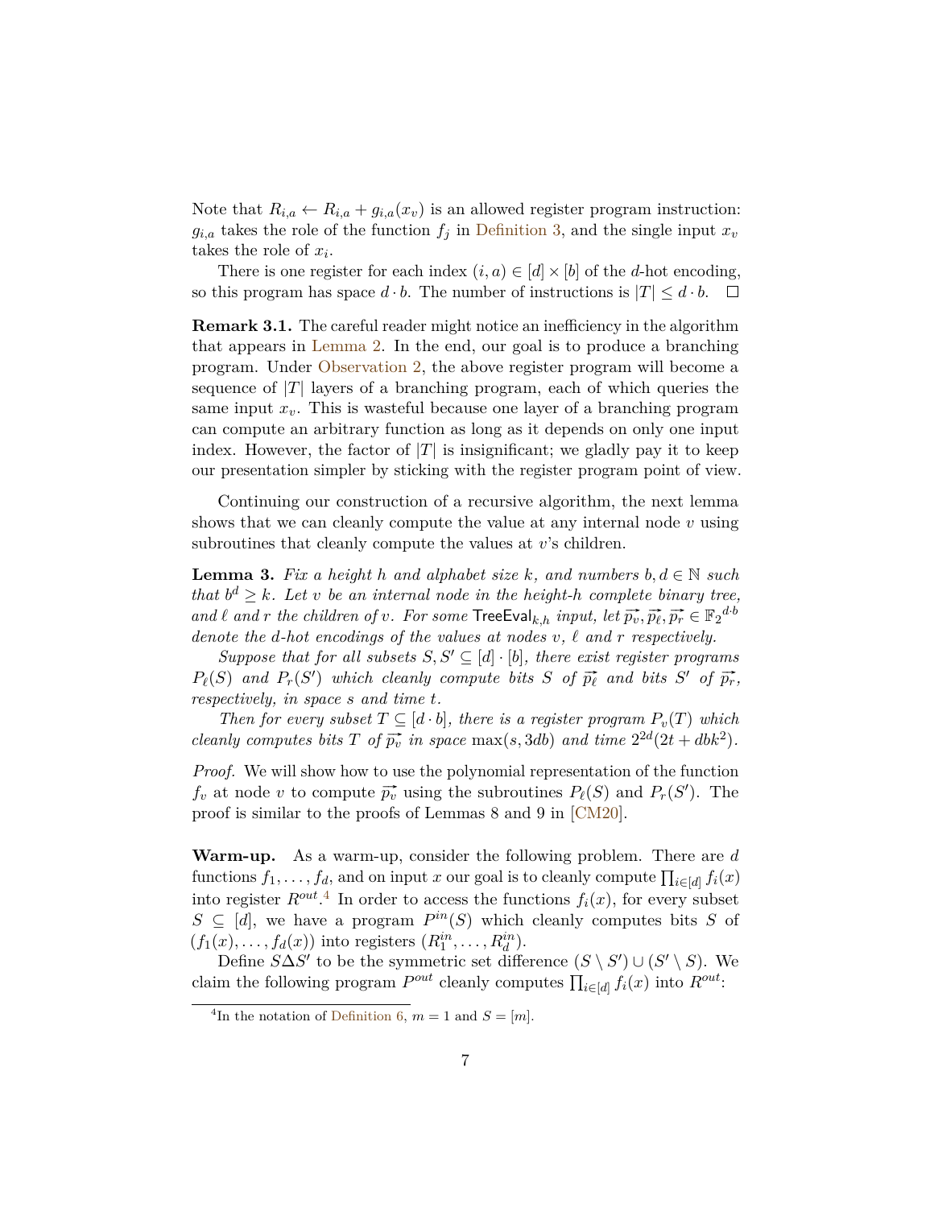Note that $R_{i,a} \leftarrow R_{i,a} + g_{i,a}(x_v)$ is an allowed register program instruction: $g_{i,a}$ takes the role of the function $f_j$ in Definition 3, and the single input $x_v$ takes the role of $x_i$.

There is one register for each index $(i, a) \in [d] \times [b]$ of the $d$-hot encoding, so this program has space $d \cdot b$. The number of instructions is $|T| \leq d \cdot b$. $\square$

**Remark 3.1.** The careful reader might notice an inefficiency in the algorithm that appears in Lemma 2. In the end, our goal is to produce a branching program. Under Observation 2, the above register program will become a sequence of $|T|$ layers of a branching program, each of which queries the same input $x_v$. This is wasteful because one layer of a branching program can compute an arbitrary function as long as it depends on only one input index. However, the factor of $|T|$ is insignificant; we gladly pay it to keep our presentation simpler by sticking with the register program point of view.

Continuing our construction of a recursive algorithm, the next lemma shows that we can cleanly compute the value at any internal node $v$ using subroutines that cleanly compute the values at $v$'s children.

**Lemma 3.** *Fix a height $h$ and alphabet size $k$, and numbers $b, d \in \mathbb{N}$ such that $b^d \geq k$. Let $v$ be an internal node in the height-$h$ complete binary tree, and $\ell$ and $r$ the children of $v$. For some $\mathsf{TreeEval}_{k,h}$ input, let $\vec{p_v}, \vec{p_\ell}, \vec{p_r} \in {\mathbb{F}_2}^{d \cdot b}$ denote the $d$-hot encodings of the values at nodes $v$, $\ell$ and $r$ respectively.*

*Suppose that for all subsets $S, S' \subseteq [d] \cdot [b]$, there exist register programs $P_\ell(S)$ and $P_r(S')$ which cleanly compute bits $S$ of $\vec{p_\ell}$ and bits $S'$ of $\vec{p_r}$, respectively, in space $s$ and time $t$.*

*Then for every subset $T \subseteq [d \cdot b]$, there is a register program $P_v(T)$ which cleanly computes bits $T$ of $\vec{p_v}$ in space $\max(s, 3db)$ and time $2^{2d}(2t + dbk^2)$.*

*Proof.* We will show how to use the polynomial representation of the function $f_v$ at node $v$ to compute $\vec{p_v}$ using the subroutines $P_\ell(S)$ and $P_r(S')$. The proof is similar to the proofs of Lemmas 8 and 9 in [CM20].

**Warm-up.** As a warm-up, consider the following problem. There are $d$ functions $f_1, \ldots, f_d$, and on input $x$ our goal is to cleanly compute $\prod_{i \in [d]} f_i(x)$ into register $R^{out}$.[4] In order to access the functions $f_i(x)$, for every subset $S \subseteq [d]$, we have a program $P^{in}(S)$ which cleanly computes bits $S$ of $(f_1(x), \ldots, f_d(x))$ into registers $(R_1^{in}, \ldots, R_d^{in})$.

Define $S \Delta S'$ to be the symmetric set difference $(S \setminus S') \cup (S' \setminus S)$. We claim the following program $P^{out}$ cleanly computes $\prod_{i \in [d]} f_i(x)$ into $R^{out}$:

[4] In the notation of Definition 6, $m = 1$ and $S = [m]$.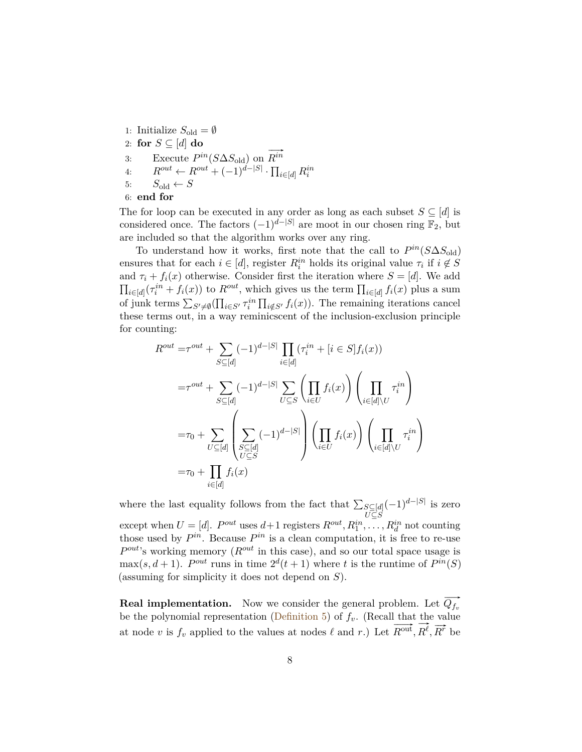```
1: Initialize S_old = ∅
2: for S ⊆ [d] do
3:     Execute P^in(S Δ S_old) on R^in
4:     R^out ← R^out + (-1)^(d-|S|) · ∏_{i∈[d]} R_i^in
5:     S_old ← S
6: end for
```

The for loop can be executed in any order as long as each subset $S \subseteq [d]$ is considered once. The factors $(-1)^{d-|S|}$ are moot in our chosen ring $\mathbb{F}_2$, but are included so that the algorithm works over any ring.

To understand how it works, first note that the call to $P^{in}(S \Delta S_{\text{old}})$ ensures that for each $i \in [d]$, register $R_i^{in}$ holds its original value $\tau_i$ if $i \notin S$ and $\tau_i + f_i(x)$ otherwise. Consider first the iteration where $S = [d]$. We add $\prod_{i \in [d]}(\tau_i^{in} + f_i(x))$ to $R^{out}$, which gives us the term $\prod_{i \in [d]} f_i(x)$ plus a sum of junk terms $\sum_{S' \neq \emptyset}(\prod_{i \in S'} \tau_i^{in} \prod_{i \notin S'} f_i(x))$. The remaining iterations cancel these terms out, in a way reminicscent of the inclusion-exclusion principle for counting:

$$
\begin{aligned}
R^{out} =& \tau^{out} + \sum_{S \subseteq [d]} (-1)^{d-|S|} \prod_{i \in [d]} (\tau_i^{in} + [i \in S] f_i(x)) \\
=& \tau^{out} + \sum_{S \subseteq [d]} (-1)^{d-|S|} \sum_{U \subseteq S} \left( \prod_{i \in U} f_i(x) \right) \left( \prod_{i \in [d] \setminus U} \tau_i^{in} \right) \\
=& \tau_0 + \sum_{U \subseteq [d]} \left( \sum_{\substack{S \subseteq [d] \\ U \subseteq S}} (-1)^{d-|S|} \right) \left( \prod_{i \in U} f_i(x) \right) \left( \prod_{i \in [d] \setminus U} \tau_i^{in} \right) \\
=& \tau_0 + \prod_{i \in [d]} f_i(x)
\end{aligned}
$$

where the last equality follows from the fact that $\sum_{\substack{S \subseteq [d] \\ U \subseteq S}} (-1)^{d-|S|}$ is zero except when $U = [d]$. $P^{out}$ uses $d+1$ registers $R^{out}, R_1^{in}, \ldots, R_d^{in}$ not counting those used by $P^{in}$. Because $P^{in}$ is a clean computation, it is free to re-use $P^{out}$'s working memory ($R^{out}$ in this case), and so our total space usage is $\max(s, d+1)$. $P^{out}$ runs in time $2^d(t+1)$ where $t$ is the runtime of $P^{in}(S)$ (assuming for simplicity it does not depend on $S$).

**Real implementation.** Now we consider the general problem. Let $\overrightarrow{Q_{f_v}}$ be the polynomial representation (Definition 5) of $f_v$. (Recall that the value at node $v$ is $f_v$ applied to the values at nodes $\ell$ and $r$.) Let $\overrightarrow{R^{\text{out}}}, \overrightarrow{R^{\ell}}, \overrightarrow{R^{r}}$ be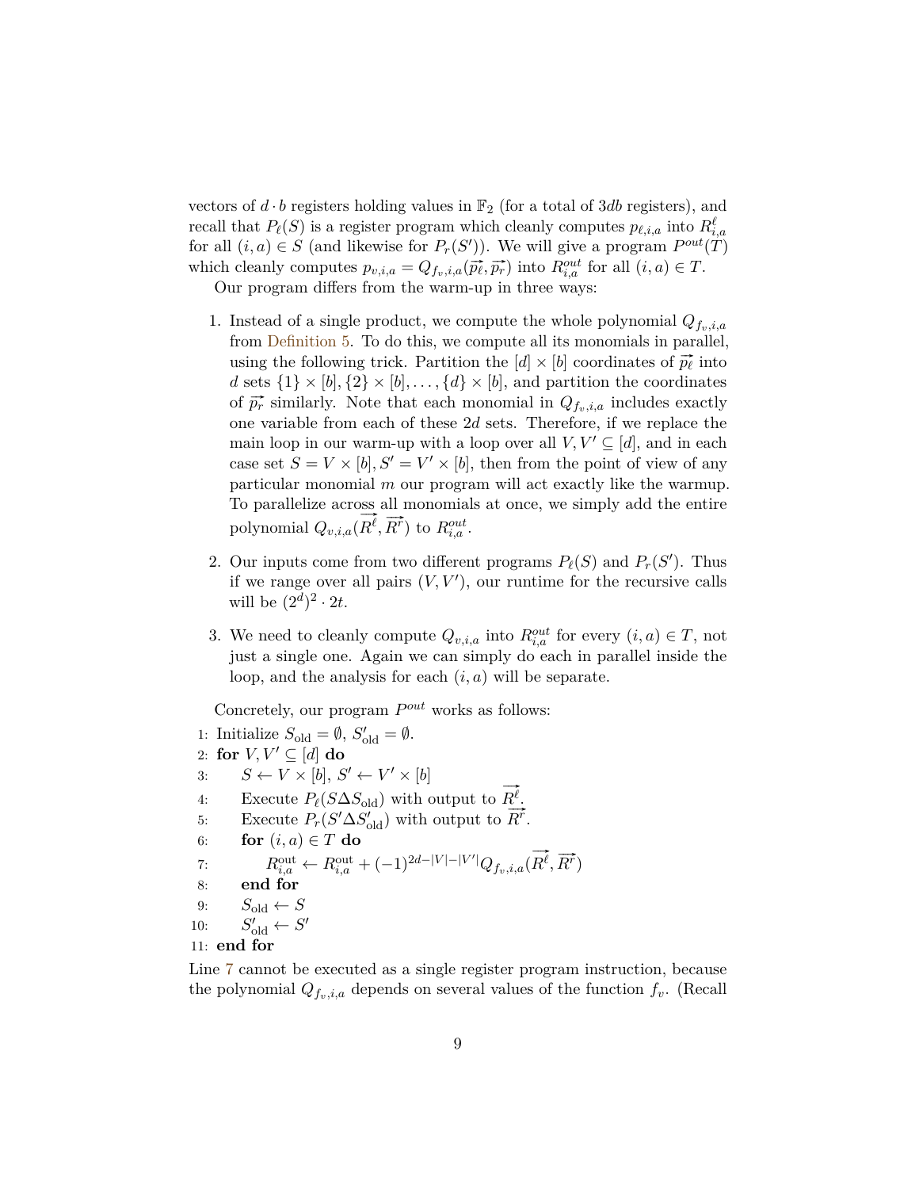vectors of $d \cdot b$ registers holding values in $\mathbb{F}_2$ (for a total of $3db$ registers), and recall that $P_\ell(S)$ is a register program which cleanly computes $p_{\ell,i,a}$ into $R^\ell_{i,a}$ for all $(i,a) \in S$ (and likewise for $P_r(S')$). We will give a program $P^{out}(T)$ which cleanly computes $p_{v,i,a} = Q_{f_v,i,a}(\vec{p_\ell}, \vec{p_r})$ into $R^{out}_{i,a}$ for all $(i,a) \in T$.

Our program differs from the warm-up in three ways:

1. Instead of a single product, we compute the whole polynomial $Q_{f_v,i,a}$ from Definition 5. To do this, we compute all its monomials in parallel, using the following trick. Partition the $[d] \times [b]$ coordinates of $\vec{p_\ell}$ into $d$ sets $\{1\} \times [b], \{2\} \times [b], \ldots, \{d\} \times [b]$, and partition the coordinates of $\vec{p_r}$ similarly. Note that each monomial in $Q_{f_v,i,a}$ includes exactly one variable from each of these $2d$ sets. Therefore, if we replace the main loop in our warm-up with a loop over all $V, V' \subseteq [d]$, and in each case set $S = V \times [b], S' = V' \times [b]$, then from the point of view of any particular monomial $m$ our program will act exactly like the warmup. To parallelize across all monomials at once, we simply add the entire polynomial $Q_{v,i,a}(\overrightarrow{R^\ell}, \overrightarrow{R^r})$ to $R^{out}_{i,a}$.

2. Our inputs come from two different programs $P_\ell(S)$ and $P_r(S')$. Thus if we range over all pairs $(V, V')$, our runtime for the recursive calls will be $(2^d)^2 \cdot 2t$.

3. We need to cleanly compute $Q_{v,i,a}$ into $R^{out}_{i,a}$ for every $(i,a) \in T$, not just a single one. Again we can simply do each in parallel inside the loop, and the analysis for each $(i,a)$ will be separate.

Concretely, our program $P^{out}$ works as follows:

```
1: Initialize S_old = ∅, S'_old = ∅.
2: for V, V' ⊆ [d] do
3:     S ← V × [b], S' ← V' × [b]
4:     Execute P_ℓ(S Δ S_old) with output to R^ℓ.
5:     Execute P_r(S' Δ S'_old) with output to R^r.
6:     for (i, a) ∈ T do
7:         R^out_{i,a} ← R^out_{i,a} + (−1)^{2d−|V|−|V'|} Q_{f_v,i,a}(R^ℓ, R^r)
8:     end for
9:     S_old ← S
10:    S'_old ← S'
11: end for
```

Line 7 cannot be executed as a single register program instruction, because the polynomial $Q_{f_v,i,a}$ depends on several values of the function $f_v$. (Recall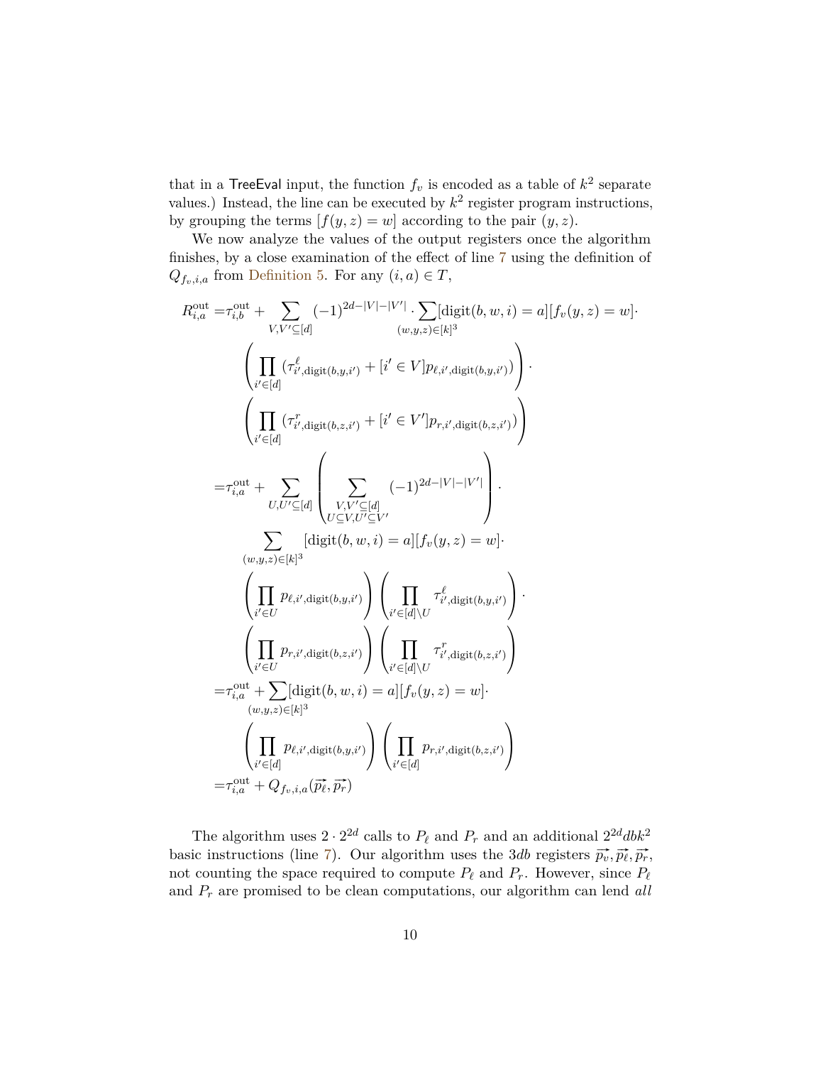that in a TreeEval input, the function $f_v$ is encoded as a table of $k^2$ separate values.) Instead, the line can be executed by $k^2$ register program instructions, by grouping the terms $[f(y,z)=w]$ according to the pair $(y,z)$.

We now analyze the values of the output registers once the algorithm finishes, by a close examination of the effect of line 7 using the definition of $Q_{f_v,i,a}$ from Definition 5. For any $(i,a) \in T$,

$$
\begin{aligned}
R^{\text{out}}_{i,a} =& \tau^{\text{out}}_{i,b} + \sum_{V,V' \subseteq [d]} (-1)^{2d-|V|-|V'|} \cdot \sum_{(w,y,z)\in[k]^3} [\text{digit}(b,w,i)=a][f_v(y,z)=w] \cdot \\
& \left( \prod_{i' \in [d]} (\tau^{\ell}_{i',\text{digit}(b,y,i')} + [i' \in V] p_{\ell,i',\text{digit}(b,y,i')}) \right) \cdot \\
& \left( \prod_{i' \in [d]} (\tau^{r}_{i',\text{digit}(b,z,i')} + [i' \in V'] p_{r,i',\text{digit}(b,z,i')}) \right) \\
=& \tau^{\text{out}}_{i,a} + \sum_{U,U' \subseteq [d]} \left( \sum_{\substack{V,V' \subseteq [d] \\ U \subseteq V, U' \subseteq V'}} (-1)^{2d-|V|-|V'|} \right) \cdot \\
& \sum_{(w,y,z)\in[k]^3} [\text{digit}(b,w,i)=a][f_v(y,z)=w] \cdot \\
& \left( \prod_{i' \in U} p_{\ell,i',\text{digit}(b,y,i')} \right) \left( \prod_{i' \in [d]\setminus U} \tau^{\ell}_{i',\text{digit}(b,y,i')} \right) \cdot \\
& \left( \prod_{i' \in U} p_{r,i',\text{digit}(b,z,i')} \right) \left( \prod_{i' \in [d]\setminus U} \tau^{r}_{i',\text{digit}(b,z,i')} \right) \\
=& \tau^{\text{out}}_{i,a} + \sum_{(w,y,z)\in[k]^3} [\text{digit}(b,w,i)=a][f_v(y,z)=w] \cdot \\
& \left( \prod_{i' \in [d]} p_{\ell,i',\text{digit}(b,y,i')} \right) \left( \prod_{i' \in [d]} p_{r,i',\text{digit}(b,z,i')} \right) \\
=& \tau^{\text{out}}_{i,a} + Q_{f_v,i,a}(\overrightarrow{p_\ell}, \overrightarrow{p_r})
\end{aligned}
$$

The algorithm uses $2 \cdot 2^{2d}$ calls to $P_\ell$ and $P_r$ and an additional $2^{2d} dbk^2$ basic instructions (line 7). Our algorithm uses the $3db$ registers $\overrightarrow{p_v}, \overrightarrow{p_\ell}, \overrightarrow{p_r}$, not counting the space required to compute $P_\ell$ and $P_r$. However, since $P_\ell$ and $P_r$ are promised to be clean computations, our algorithm can lend *all*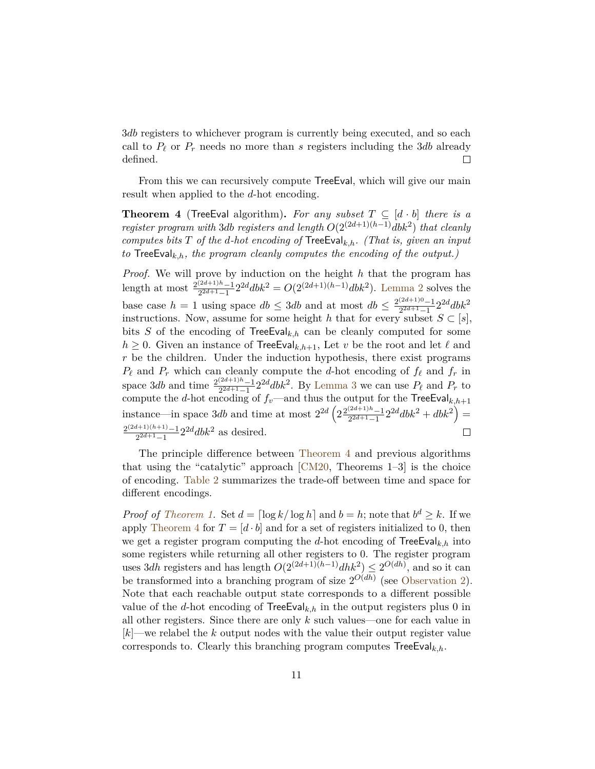$3db$ registers to whichever program is currently being executed, and so each call to $P_\ell$ or $P_r$ needs no more than $s$ registers including the $3db$ already defined. ◻

From this we can recursively compute $\mathsf{TreeEval}$, which will give our main result when applied to the $d$-hot encoding.

**Theorem 4** ($\mathsf{TreeEval}$ algorithm)**.** *For any subset $T \subseteq [d \cdot b]$ there is a register program with $3db$ registers and length $O(2^{(2d+1)(h-1)}dbk^2)$ that cleanly computes bits $T$ of the $d$-hot encoding of $\mathsf{TreeEval}_{k,h}$. (That is, given an input to $\mathsf{TreeEval}_{k,h}$, the program cleanly computes the encoding of the output.)*

*Proof.* We will prove by induction on the height $h$ that the program has length at most $\frac{2^{(2d+1)h}-1}{2^{2d+1}-1}2^{2d}dbk^2 = O(2^{(2d+1)(h-1)}dbk^2)$. Lemma 2 solves the base case $h = 1$ using space $db \leq 3db$ and at most $db \leq \frac{2^{(2d+1)0}-1}{2^{2d+1}-1}2^{2d}dbk^2$ instructions. Now, assume for some height $h$ that for every subset $S \subset [s]$, bits $S$ of the encoding of $\mathsf{TreeEval}_{k,h}$ can be cleanly computed for some $h \geq 0$. Given an instance of $\mathsf{TreeEval}_{k,h+1}$, Let $v$ be the root and let $\ell$ and $r$ be the children. Under the induction hypothesis, there exist programs $P_\ell$ and $P_r$ which can cleanly compute the $d$-hot encoding of $f_\ell$ and $f_r$ in space $3db$ and time $\frac{2^{(2d+1)h}-1}{2^{2d+1}-1}2^{2d}dbk^2$. By Lemma 3 we can use $P_\ell$ and $P_r$ to compute the $d$-hot encoding of $f_v$—and thus the output for the $\mathsf{TreeEval}_{k,h+1}$ instance—in space $3db$ and time at most $2^{2d}\left(2\frac{2^{(2d+1)h}-1}{2^{2d+1}-1}2^{2d}dbk^2 + dbk^2\right) = \frac{2^{(2d+1)(h+1)}-1}{2^{2d+1}-1}2^{2d}dbk^2$ as desired. ◻

The principle difference between Theorem 4 and previous algorithms that using the "catalytic" approach [CM20, Theorems 1–3] is the choice of encoding. Table 2 summarizes the trade-off between time and space for different encodings.

*Proof of Theorem 1.* Set $d = \lceil \log k / \log h \rceil$ and $b = h$; note that $b^d \geq k$. If we apply Theorem 4 for $T = [d \cdot b]$ and for a set of registers initialized to 0, then we get a register program computing the $d$-hot encoding of $\mathsf{TreeEval}_{k,h}$ into some registers while returning all other registers to 0. The register program uses $3dh$ registers and has length $O(2^{(2d+1)(h-1)}dhk^2) \leq 2^{O(dh)}$, and so it can be transformed into a branching program of size $2^{O(dh)}$ (see Observation 2). Note that each reachable output state corresponds to a different possible value of the $d$-hot encoding of $\mathsf{TreeEval}_{k,h}$ in the output registers plus 0 in all other registers. Since there are only $k$ such values—one for each value in $[k]$—we relabel the $k$ output nodes with the value their output register value corresponds to. Clearly this branching program computes $\mathsf{TreeEval}_{k,h}$.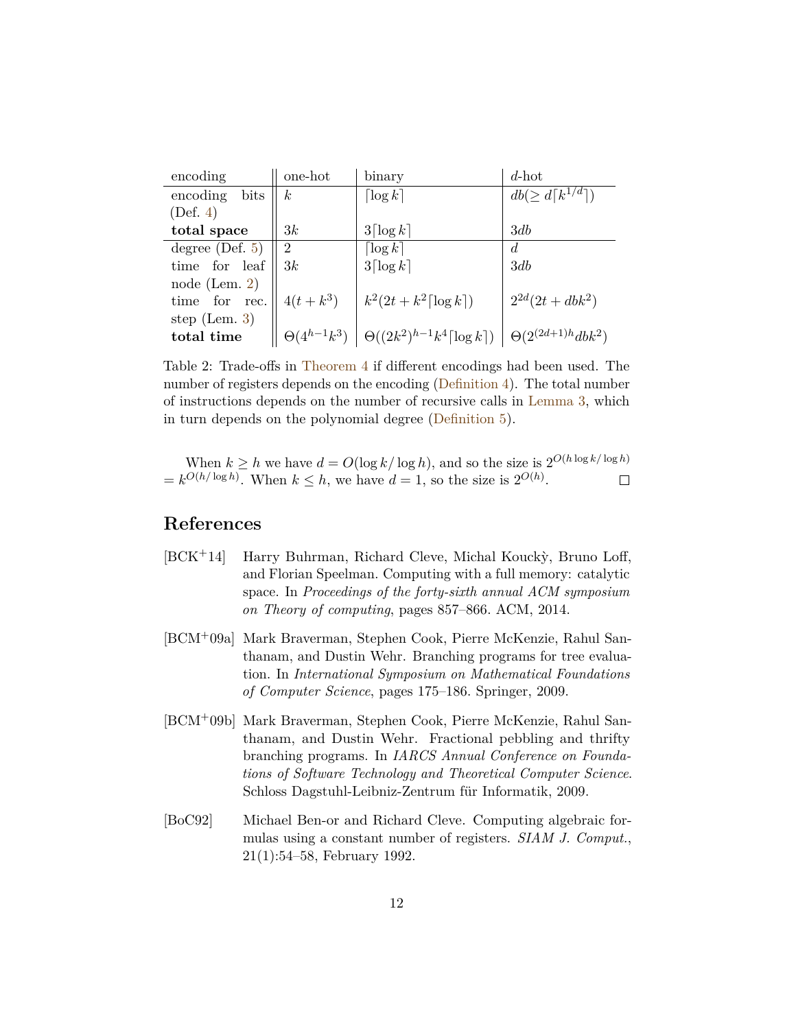| encoding | one-hot | binary | $d$-hot |
|---|---|---|---|
| encoding bits (Def. 4) | $k$ | $\lceil \log k \rceil$ | $db(\geq d\lceil k^{1/d} \rceil)$ |
| **total space** | $3k$ | $3\lceil \log k \rceil$ | $3db$ |
| degree (Def. 5) | 2 | $\lceil \log k \rceil$ | $d$ |
| time for leaf node (Lem. 2) | $3k$ | $3\lceil \log k \rceil$ | $3db$ |
| time for rec. step (Lem. 3) | $4(t + k^3)$ | $k^2(2t + k^2\lceil \log k \rceil)$ | $2^{2d}(2t + dbk^2)$ |
| **total time** | $\Theta(4^{h-1}k^3)$ | $\Theta((2k^2)^{h-1}k^4\lceil \log k \rceil)$ | $\Theta(2^{(2d+1)h}dbk^2)$ |

Table 2: Trade-offs in Theorem 4 if different encodings had been used. The number of registers depends on the encoding (Definition 4). The total number of instructions depends on the number of recursive calls in Lemma 3, which in turn depends on the polynomial degree (Definition 5).

When $k \geq h$ we have $d = O(\log k/\log h)$, and so the size is $2^{O(h \log k/\log h)} = k^{O(h/\log h)}$. When $k \leq h$, we have $d = 1$, so the size is $2^{O(h)}$. □

## References

[BCK+14] Harry Buhrman, Richard Cleve, Michal Kouckỳ, Bruno Loff, and Florian Speelman. Computing with a full memory: catalytic space. In *Proceedings of the forty-sixth annual ACM symposium on Theory of computing*, pages 857–866. ACM, 2014.

[BCM+09a] Mark Braverman, Stephen Cook, Pierre McKenzie, Rahul Santhanam, and Dustin Wehr. Branching programs for tree evaluation. In *International Symposium on Mathematical Foundations of Computer Science*, pages 175–186. Springer, 2009.

[BCM+09b] Mark Braverman, Stephen Cook, Pierre McKenzie, Rahul Santhanam, and Dustin Wehr. Fractional pebbling and thrifty branching programs. In *IARCS Annual Conference on Foundations of Software Technology and Theoretical Computer Science*. Schloss Dagstuhl-Leibniz-Zentrum für Informatik, 2009.

[BoC92] Michael Ben-or and Richard Cleve. Computing algebraic formulas using a constant number of registers. *SIAM J. Comput.*, 21(1):54–58, February 1992.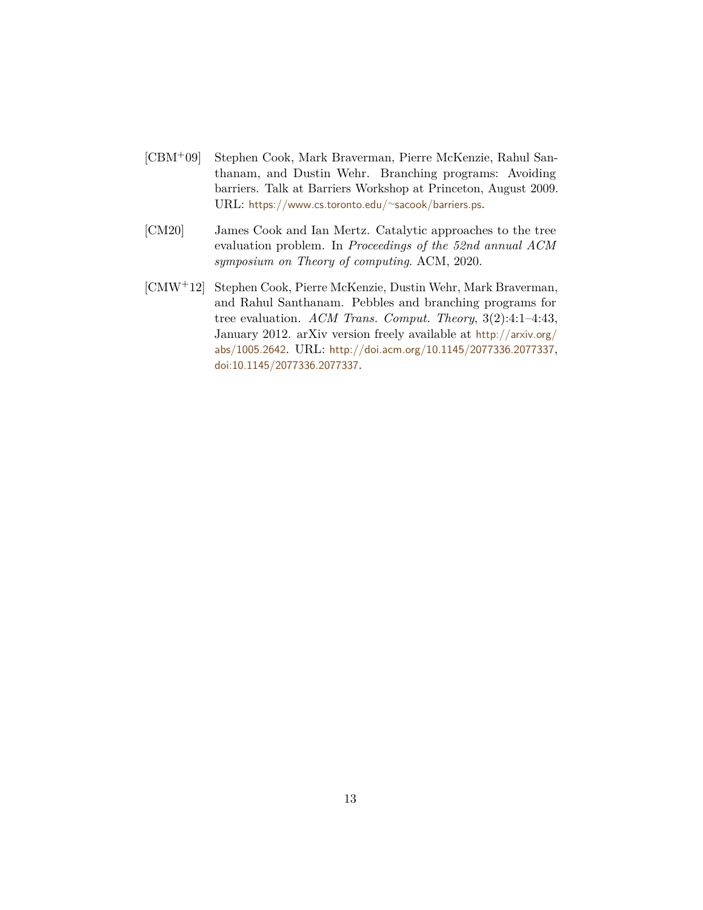[CBM+09] Stephen Cook, Mark Braverman, Pierre McKenzie, Rahul Santhanam, and Dustin Wehr. Branching programs: Avoiding barriers. Talk at Barriers Workshop at Princeton, August 2009. URL: https://www.cs.toronto.edu/~sacook/barriers.ps.

[CM20] James Cook and Ian Mertz. Catalytic approaches to the tree evaluation problem. In *Proceedings of the 52nd annual ACM symposium on Theory of computing*. ACM, 2020.

[CMW+12] Stephen Cook, Pierre McKenzie, Dustin Wehr, Mark Braverman, and Rahul Santhanam. Pebbles and branching programs for tree evaluation. *ACM Trans. Comput. Theory*, 3(2):4:1–4:43, January 2012. arXiv version freely available at http://arxiv.org/abs/1005.2642. URL: http://doi.acm.org/10.1145/2077336.2077337, doi:10.1145/2077336.2077337.